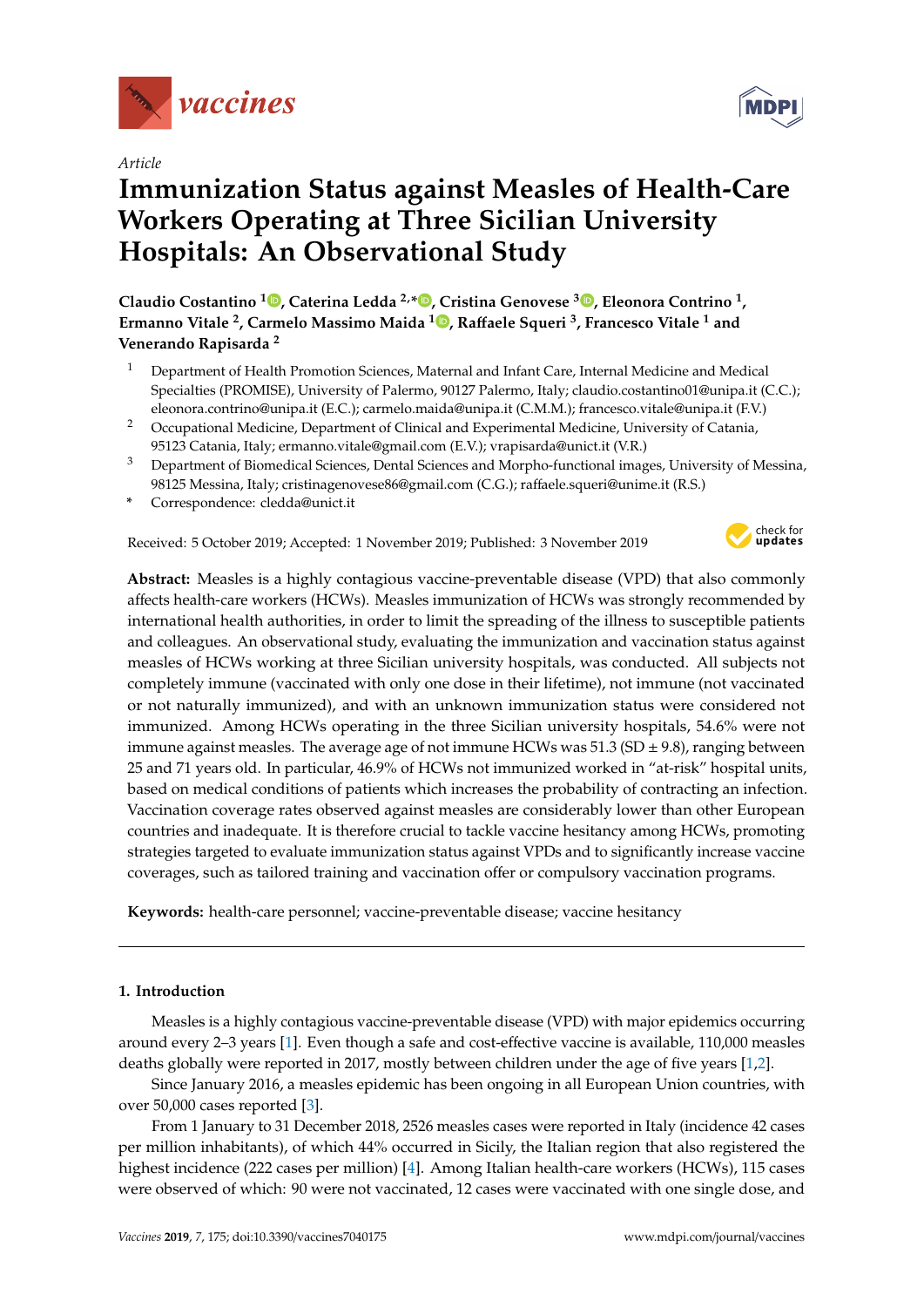*Article*

# Immunization Status against Measles of Health-Care Workers Operating at Three Sicilian University Hospitals: An Observational Study

**Claudio Costantino [1], Caterina Ledda [2,*], Cristina Genovese [3], Eleonora Contrino [1], Ermanno Vitale [2], Carmelo Massimo Maida [1], Raffaele Squeri [3], Francesco Vitale [1] and Venerando Rapisarda [2]**

[1] Department of Health Promotion Sciences, Maternal and Infant Care, Internal Medicine and Medical Specialties (PROMISE), University of Palermo, 90127 Palermo, Italy; claudio.costantino01@unipa.it (C.C.); eleonora.contrino@unipa.it (E.C.); carmelo.maida@unipa.it (C.M.M.); francesco.vitale@unipa.it (F.V.)

[2] Occupational Medicine, Department of Clinical and Experimental Medicine, University of Catania, 95123 Catania, Italy; ermanno.vitale@gmail.com (E.V.); vrapisarda@unict.it (V.R.)

[3] Department of Biomedical Sciences, Dental Sciences and Morpho-functional images, University of Messina, 98125 Messina, Italy; cristinagenovese86@gmail.com (C.G.); raffaele.squeri@unime.it (R.S.)

\* Correspondence: cledda@unict.it

Received: 5 October 2019; Accepted: 1 November 2019; Published: 3 November 2019

**Abstract:** Measles is a highly contagious vaccine-preventable disease (VPD) that also commonly affects health-care workers (HCWs). Measles immunization of HCWs was strongly recommended by international health authorities, in order to limit the spreading of the illness to susceptible patients and colleagues. An observational study, evaluating the immunization and vaccination status against measles of HCWs working at three Sicilian university hospitals, was conducted. All subjects not completely immune (vaccinated with only one dose in their lifetime), not immune (not vaccinated or not naturally immunized), and with an unknown immunization status were considered not immunized. Among HCWs operating in the three Sicilian university hospitals, 54.6% were not immune against measles. The average age of not immune HCWs was 51.3 (SD ± 9.8), ranging between 25 and 71 years old. In particular, 46.9% of HCWs not immunized worked in "at-risk" hospital units, based on medical conditions of patients which increases the probability of contracting an infection. Vaccination coverage rates observed against measles are considerably lower than other European countries and inadequate. It is therefore crucial to tackle vaccine hesitancy among HCWs, promoting strategies targeted to evaluate immunization status against VPDs and to significantly increase vaccine coverages, such as tailored training and vaccination offer or compulsory vaccination programs.

**Keywords:** health-care personnel; vaccine-preventable disease; vaccine hesitancy

## 1. Introduction

Measles is a highly contagious vaccine-preventable disease (VPD) with major epidemics occurring around every 2–3 years [1]. Even though a safe and cost-effective vaccine is available, 110,000 measles deaths globally were reported in 2017, mostly between children under the age of five years [1,2].

Since January 2016, a measles epidemic has been ongoing in all European Union countries, with over 50,000 cases reported [3].

From 1 January to 31 December 2018, 2526 measles cases were reported in Italy (incidence 42 cases per million inhabitants), of which 44% occurred in Sicily, the Italian region that also registered the highest incidence (222 cases per million) [4]. Among Italian health-care workers (HCWs), 115 cases were observed of which: 90 were not vaccinated, 12 cases were vaccinated with one single dose, and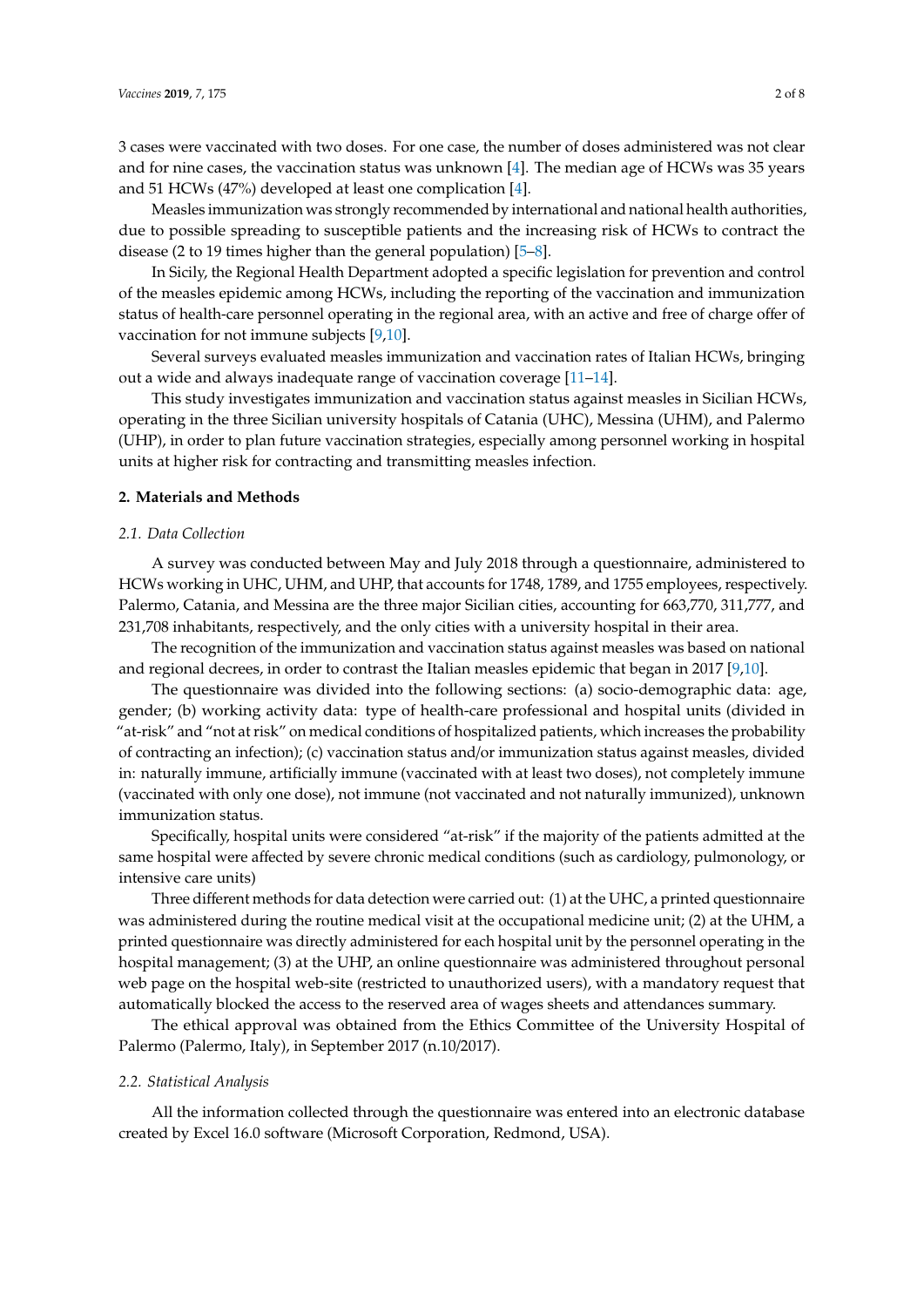3 cases were vaccinated with two doses. For one case, the number of doses administered was not clear and for nine cases, the vaccination status was unknown [4]. The median age of HCWs was 35 years and 51 HCWs (47%) developed at least one complication [4].

Measles immunization was strongly recommended by international and national health authorities, due to possible spreading to susceptible patients and the increasing risk of HCWs to contract the disease (2 to 19 times higher than the general population) [5–8].

In Sicily, the Regional Health Department adopted a specific legislation for prevention and control of the measles epidemic among HCWs, including the reporting of the vaccination and immunization status of health-care personnel operating in the regional area, with an active and free of charge offer of vaccination for not immune subjects [9,10].

Several surveys evaluated measles immunization and vaccination rates of Italian HCWs, bringing out a wide and always inadequate range of vaccination coverage [11–14].

This study investigates immunization and vaccination status against measles in Sicilian HCWs, operating in the three Sicilian university hospitals of Catania (UHC), Messina (UHM), and Palermo (UHP), in order to plan future vaccination strategies, especially among personnel working in hospital units at higher risk for contracting and transmitting measles infection.

## 2. Materials and Methods

### *2.1. Data Collection*

A survey was conducted between May and July 2018 through a questionnaire, administered to HCWs working in UHC, UHM, and UHP, that accounts for 1748, 1789, and 1755 employees, respectively. Palermo, Catania, and Messina are the three major Sicilian cities, accounting for 663,770, 311,777, and 231,708 inhabitants, respectively, and the only cities with a university hospital in their area.

The recognition of the immunization and vaccination status against measles was based on national and regional decrees, in order to contrast the Italian measles epidemic that began in 2017 [9,10].

The questionnaire was divided into the following sections: (a) socio-demographic data: age, gender; (b) working activity data: type of health-care professional and hospital units (divided in "at-risk" and "not at risk" on medical conditions of hospitalized patients, which increases the probability of contracting an infection); (c) vaccination status and/or immunization status against measles, divided in: naturally immune, artificially immune (vaccinated with at least two doses), not completely immune (vaccinated with only one dose), not immune (not vaccinated and not naturally immunized), unknown immunization status.

Specifically, hospital units were considered "at-risk" if the majority of the patients admitted at the same hospital were affected by severe chronic medical conditions (such as cardiology, pulmonology, or intensive care units)

Three different methods for data detection were carried out: (1) at the UHC, a printed questionnaire was administered during the routine medical visit at the occupational medicine unit; (2) at the UHM, a printed questionnaire was directly administered for each hospital unit by the personnel operating in the hospital management; (3) at the UHP, an online questionnaire was administered throughout personal web page on the hospital web-site (restricted to unauthorized users), with a mandatory request that automatically blocked the access to the reserved area of wages sheets and attendances summary.

The ethical approval was obtained from the Ethics Committee of the University Hospital of Palermo (Palermo, Italy), in September 2017 (n.10/2017).

### *2.2. Statistical Analysis*

All the information collected through the questionnaire was entered into an electronic database created by Excel 16.0 software (Microsoft Corporation, Redmond, USA).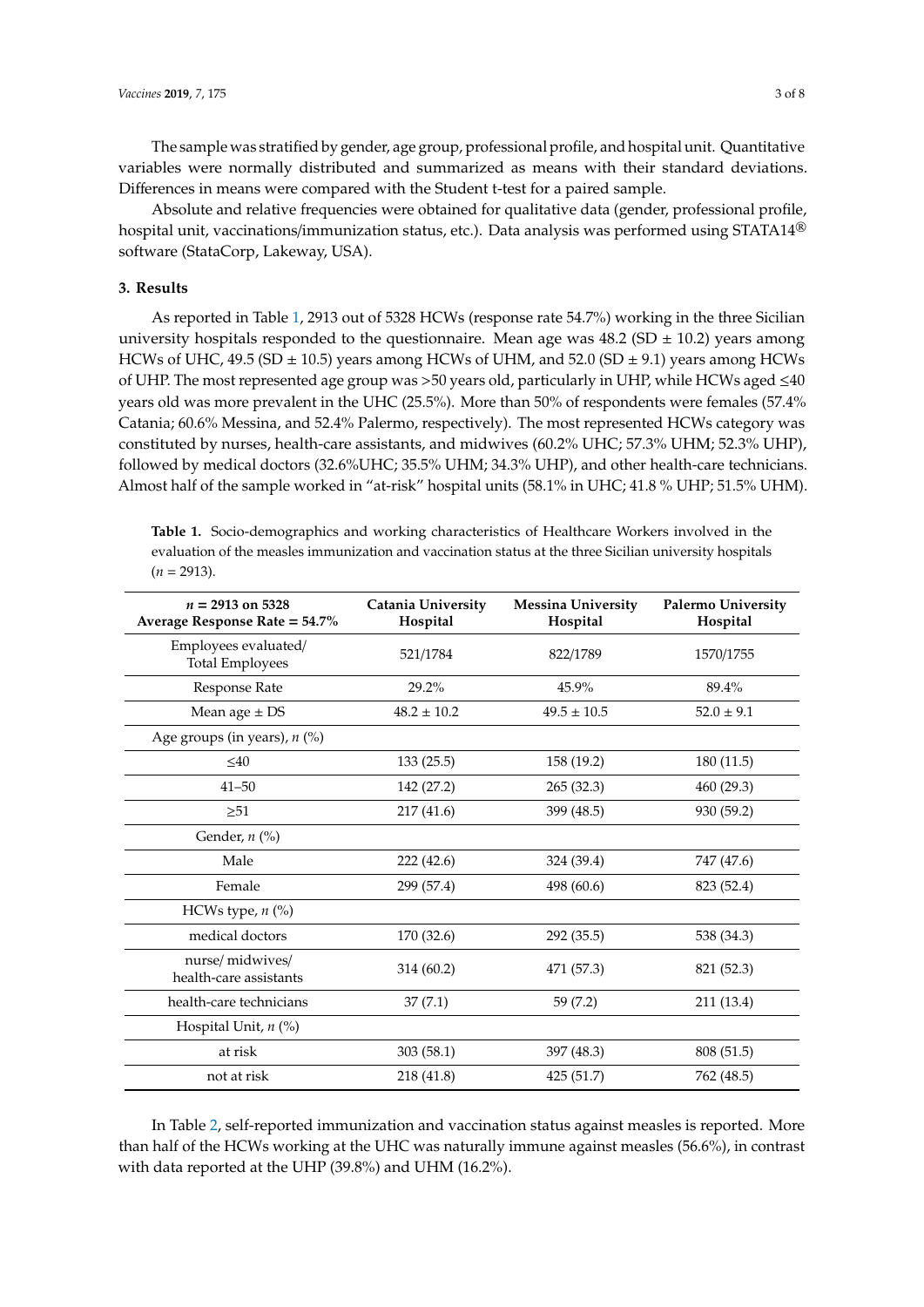The sample was stratified by gender, age group, professional profile, and hospital unit. Quantitative variables were normally distributed and summarized as means with their standard deviations. Differences in means were compared with the Student t-test for a paired sample.

Absolute and relative frequencies were obtained for qualitative data (gender, professional profile, hospital unit, vaccinations/immunization status, etc.). Data analysis was performed using STATA14® software (StataCorp, Lakeway, USA).

## 3. Results

As reported in Table 1, 2913 out of 5328 HCWs (response rate 54.7%) working in the three Sicilian university hospitals responded to the questionnaire. Mean age was 48.2 (SD ± 10.2) years among HCWs of UHC, 49.5 (SD ± 10.5) years among HCWs of UHM, and 52.0 (SD ± 9.1) years among HCWs of UHP. The most represented age group was >50 years old, particularly in UHP, while HCWs aged ≤40 years old was more prevalent in the UHC (25.5%). More than 50% of respondents were females (57.4% Catania; 60.6% Messina, and 52.4% Palermo, respectively). The most represented HCWs category was constituted by nurses, health-care assistants, and midwives (60.2% UHC; 57.3% UHM; 52.3% UHP), followed by medical doctors (32.6%UHC; 35.5% UHM; 34.3% UHP), and other health-care technicians. Almost half of the sample worked in "at-risk" hospital units (58.1% in UHC; 41.8 % UHP; 51.5% UHM).

**Table 1.** Socio-demographics and working characteristics of Healthcare Workers involved in the evaluation of the measles immunization and vaccination status at the three Sicilian university hospitals (*n* = 2913).

| ***n* = 2913 on 5328 Average Response Rate = 54.7%** | **Catania University Hospital** | **Messina University Hospital** | **Palermo University Hospital** |
|---|---|---|---|
| Employees evaluated/ Total Employees | 521/1784 | 822/1789 | 1570/1755 |
| Response Rate | 29.2% | 45.9% | 89.4% |
| Mean age ± DS | 48.2 ± 10.2 | 49.5 ± 10.5 | 52.0 ± 9.1 |
| Age groups (in years), *n* (%) | | | |
| ≤40 | 133 (25.5) | 158 (19.2) | 180 (11.5) |
| 41–50 | 142 (27.2) | 265 (32.3) | 460 (29.3) |
| ≥51 | 217 (41.6) | 399 (48.5) | 930 (59.2) |
| Gender, *n* (%) | | | |
| Male | 222 (42.6) | 324 (39.4) | 747 (47.6) |
| Female | 299 (57.4) | 498 (60.6) | 823 (52.4) |
| HCWs type, *n* (%) | | | |
| medical doctors | 170 (32.6) | 292 (35.5) | 538 (34.3) |
| nurse/ midwives/ health-care assistants | 314 (60.2) | 471 (57.3) | 821 (52.3) |
| health-care technicians | 37 (7.1) | 59 (7.2) | 211 (13.4) |
| Hospital Unit, *n* (%) | | | |
| at risk | 303 (58.1) | 397 (48.3) | 808 (51.5) |
| not at risk | 218 (41.8) | 425 (51.7) | 762 (48.5) |

In Table 2, self-reported immunization and vaccination status against measles is reported. More than half of the HCWs working at the UHC was naturally immune against measles (56.6%), in contrast with data reported at the UHP (39.8%) and UHM (16.2%).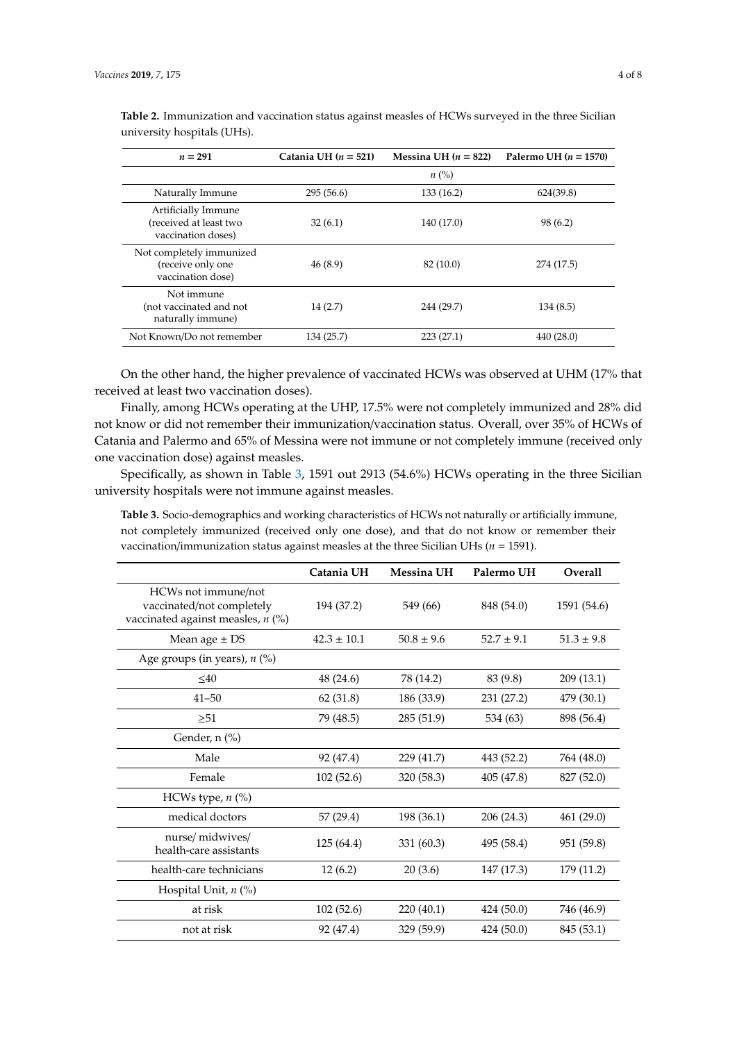**Table 2.** Immunization and vaccination status against measles of HCWs surveyed in the three Sicilian university hospitals (UHs).

| $n$ = 291 | Catania UH ($n$ = 521) | Messina UH ($n$ = 822) | Palermo UH ($n$ = 1570) |
|---|---|---|---|
| | | $n$ (%) | |
| Naturally Immune | 295 (56.6) | 133 (16.2) | 624(39.8) |
| Artificially Immune (received at least two vaccination doses) | 32 (6.1) | 140 (17.0) | 98 (6.2) |
| Not completely immunized (receive only one vaccination dose) | 46 (8.9) | 82 (10.0) | 274 (17.5) |
| Not immune (not vaccinated and not naturally immune) | 14 (2.7) | 244 (29.7) | 134 (8.5) |
| Not Known/Do not remember | 134 (25.7) | 223 (27.1) | 440 (28.0) |

On the other hand, the higher prevalence of vaccinated HCWs was observed at UHM (17% that received at least two vaccination doses).

Finally, among HCWs operating at the UHP, 17.5% were not completely immunized and 28% did not know or did not remember their immunization/vaccination status. Overall, over 35% of HCWs of Catania and Palermo and 65% of Messina were not immune or not completely immune (received only one vaccination dose) against measles.

Specifically, as shown in Table 3, 1591 out 2913 (54.6%) HCWs operating in the three Sicilian university hospitals were not immune against measles.

**Table 3.** Socio-demographics and working characteristics of HCWs not naturally or artificially immune, not completely immunized (received only one dose), and that do not know or remember their vaccination/immunization status against measles at the three Sicilian UHs ($n$ = 1591).

| | Catania UH | Messina UH | Palermo UH | Overall |
|---|---|---|---|---|
| HCWs not immune/not vaccinated/not completely vaccinated against measles, $n$ (%) | 194 (37.2) | 549 (66) | 848 (54.0) | 1591 (54.6) |
| Mean age ± DS | 42.3 ± 10.1 | 50.8 ± 9.6 | 52.7 ± 9.1 | 51.3 ± 9.8 |
| Age groups (in years), $n$ (%) | | | | |
| ≤40 | 48 (24.6) | 78 (14.2) | 83 (9.8) | 209 (13.1) |
| 41–50 | 62 (31.8) | 186 (33.9) | 231 (27.2) | 479 (30.1) |
| ≥51 | 79 (48.5) | 285 (51.9) | 534 (63) | 898 (56.4) |
| Gender, n (%) | | | | |
| Male | 92 (47.4) | 229 (41.7) | 443 (52.2) | 764 (48.0) |
| Female | 102 (52.6) | 320 (58.3) | 405 (47.8) | 827 (52.0) |
| HCWs type, $n$ (%) | | | | |
| medical doctors | 57 (29.4) | 198 (36.1) | 206 (24.3) | 461 (29.0) |
| nurse/ midwives/ health-care assistants | 125 (64.4) | 331 (60.3) | 495 (58.4) | 951 (59.8) |
| health-care technicians | 12 (6.2) | 20 (3.6) | 147 (17.3) | 179 (11.2) |
| Hospital Unit, $n$ (%) | | | | |
| at risk | 102 (52.6) | 220 (40.1) | 424 (50.0) | 746 (46.9) |
| not at risk | 92 (47.4) | 329 (59.9) | 424 (50.0) | 845 (53.1) |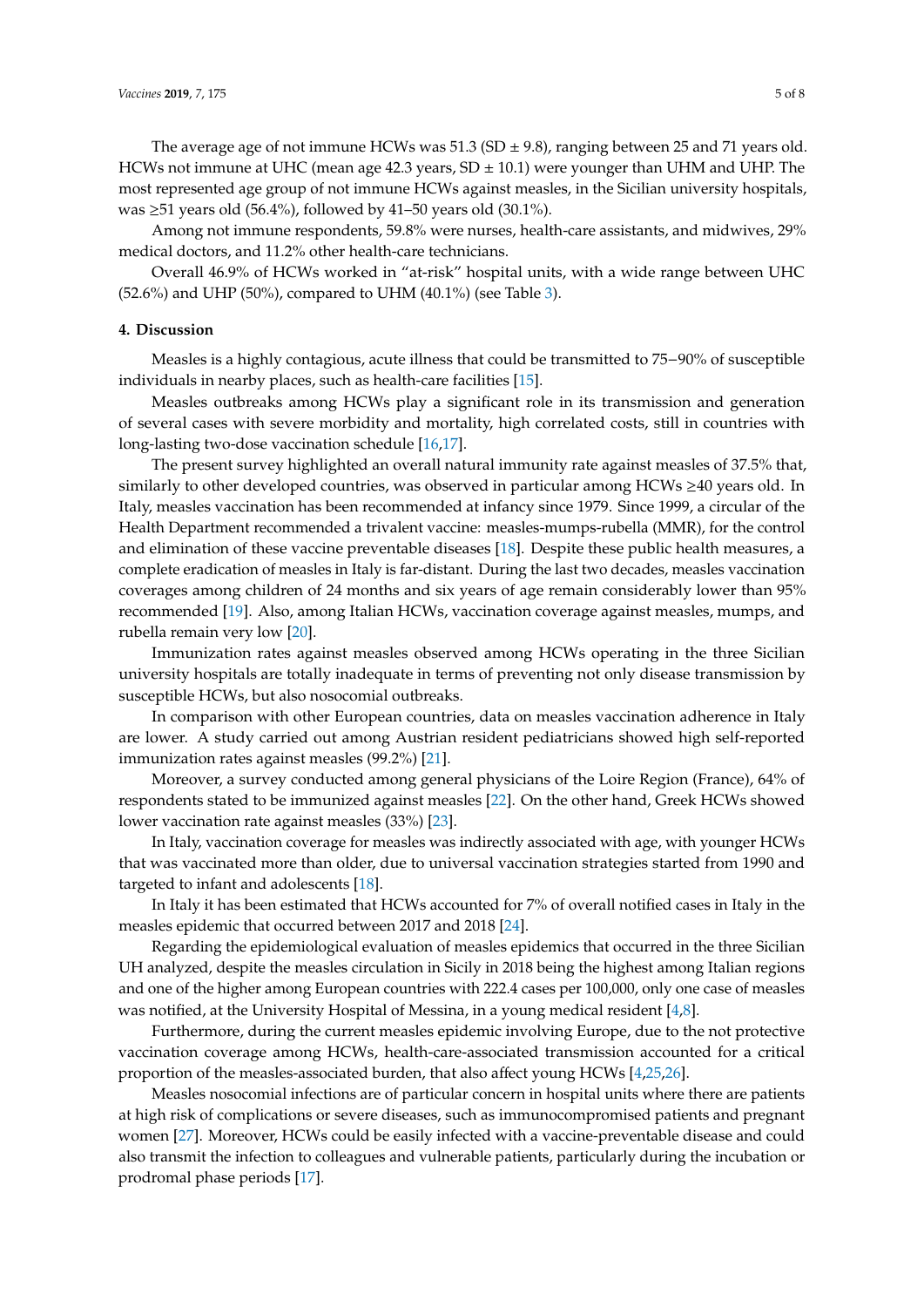The average age of not immune HCWs was 51.3 (SD ± 9.8), ranging between 25 and 71 years old. HCWs not immune at UHC (mean age 42.3 years, SD ± 10.1) were younger than UHM and UHP. The most represented age group of not immune HCWs against measles, in the Sicilian university hospitals, was ≥51 years old (56.4%), followed by 41–50 years old (30.1%).

Among not immune respondents, 59.8% were nurses, health-care assistants, and midwives, 29% medical doctors, and 11.2% other health-care technicians.

Overall 46.9% of HCWs worked in "at-risk" hospital units, with a wide range between UHC (52.6%) and UHP (50%), compared to UHM (40.1%) (see Table 3).

## 4. Discussion

Measles is a highly contagious, acute illness that could be transmitted to 75−90% of susceptible individuals in nearby places, such as health-care facilities [15].

Measles outbreaks among HCWs play a significant role in its transmission and generation of several cases with severe morbidity and mortality, high correlated costs, still in countries with long-lasting two-dose vaccination schedule [16,17].

The present survey highlighted an overall natural immunity rate against measles of 37.5% that, similarly to other developed countries, was observed in particular among HCWs ≥40 years old. In Italy, measles vaccination has been recommended at infancy since 1979. Since 1999, a circular of the Health Department recommended a trivalent vaccine: measles-mumps-rubella (MMR), for the control and elimination of these vaccine preventable diseases [18]. Despite these public health measures, a complete eradication of measles in Italy is far-distant. During the last two decades, measles vaccination coverages among children of 24 months and six years of age remain considerably lower than 95% recommended [19]. Also, among Italian HCWs, vaccination coverage against measles, mumps, and rubella remain very low [20].

Immunization rates against measles observed among HCWs operating in the three Sicilian university hospitals are totally inadequate in terms of preventing not only disease transmission by susceptible HCWs, but also nosocomial outbreaks.

In comparison with other European countries, data on measles vaccination adherence in Italy are lower. A study carried out among Austrian resident pediatricians showed high self-reported immunization rates against measles (99.2%) [21].

Moreover, a survey conducted among general physicians of the Loire Region (France), 64% of respondents stated to be immunized against measles [22]. On the other hand, Greek HCWs showed lower vaccination rate against measles (33%) [23].

In Italy, vaccination coverage for measles was indirectly associated with age, with younger HCWs that was vaccinated more than older, due to universal vaccination strategies started from 1990 and targeted to infant and adolescents [18].

In Italy it has been estimated that HCWs accounted for 7% of overall notified cases in Italy in the measles epidemic that occurred between 2017 and 2018 [24].

Regarding the epidemiological evaluation of measles epidemics that occurred in the three Sicilian UH analyzed, despite the measles circulation in Sicily in 2018 being the highest among Italian regions and one of the higher among European countries with 222.4 cases per 100,000, only one case of measles was notified, at the University Hospital of Messina, in a young medical resident [4,8].

Furthermore, during the current measles epidemic involving Europe, due to the not protective vaccination coverage among HCWs, health-care-associated transmission accounted for a critical proportion of the measles-associated burden, that also affect young HCWs [4,25,26].

Measles nosocomial infections are of particular concern in hospital units where there are patients at high risk of complications or severe diseases, such as immunocompromised patients and pregnant women [27]. Moreover, HCWs could be easily infected with a vaccine-preventable disease and could also transmit the infection to colleagues and vulnerable patients, particularly during the incubation or prodromal phase periods [17].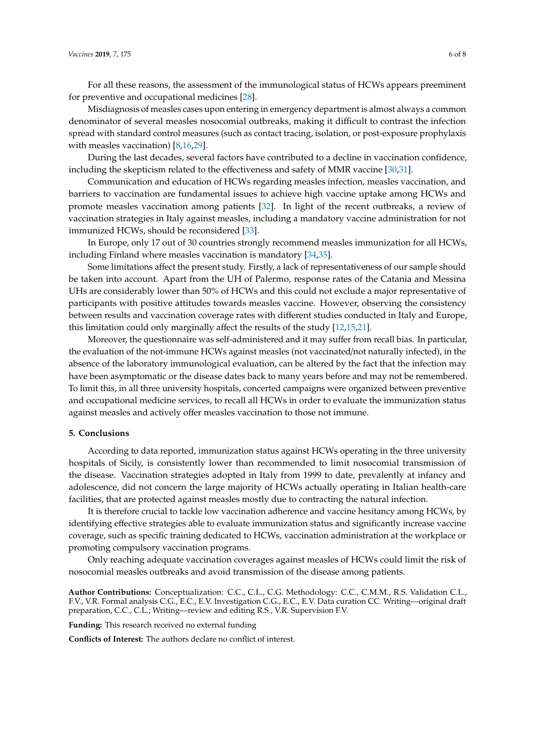For all these reasons, the assessment of the immunological status of HCWs appears preeminent for preventive and occupational medicines [28].

Misdiagnosis of measles cases upon entering in emergency department is almost always a common denominator of several measles nosocomial outbreaks, making it difficult to contrast the infection spread with standard control measures (such as contact tracing, isolation, or post-exposure prophylaxis with measles vaccination) [8,16,29].

During the last decades, several factors have contributed to a decline in vaccination confidence, including the skepticism related to the effectiveness and safety of MMR vaccine [30,31].

Communication and education of HCWs regarding measles infection, measles vaccination, and barriers to vaccination are fundamental issues to achieve high vaccine uptake among HCWs and promote measles vaccination among patients [32]. In light of the recent outbreaks, a review of vaccination strategies in Italy against measles, including a mandatory vaccine administration for not immunized HCWs, should be reconsidered [33].

In Europe, only 17 out of 30 countries strongly recommend measles immunization for all HCWs, including Finland where measles vaccination is mandatory [34,35].

Some limitations affect the present study. Firstly, a lack of representativeness of our sample should be taken into account. Apart from the UH of Palermo, response rates of the Catania and Messina UHs are considerably lower than 50% of HCWs and this could not exclude a major representative of participants with positive attitudes towards measles vaccine. However, observing the consistency between results and vaccination coverage rates with different studies conducted in Italy and Europe, this limitation could only marginally affect the results of the study [12,15,21].

Moreover, the questionnaire was self-administered and it may suffer from recall bias. In particular, the evaluation of the not-immune HCWs against measles (not vaccinated/not naturally infected), in the absence of the laboratory immunological evaluation, can be altered by the fact that the infection may have been asymptomatic or the disease dates back to many years before and may not be remembered. To limit this, in all three university hospitals, concerted campaigns were organized between preventive and occupational medicine services, to recall all HCWs in order to evaluate the immunization status against measles and actively offer measles vaccination to those not immune.

## 5. Conclusions

According to data reported, immunization status against HCWs operating in the three university hospitals of Sicily, is consistently lower than recommended to limit nosocomial transmission of the disease. Vaccination strategies adopted in Italy from 1999 to date, prevalently at infancy and adolescence, did not concern the large majority of HCWs actually operating in Italian health-care facilities, that are protected against measles mostly due to contracting the natural infection.

It is therefore crucial to tackle low vaccination adherence and vaccine hesitancy among HCWs, by identifying effective strategies able to evaluate immunization status and significantly increase vaccine coverage, such as specific training dedicated to HCWs, vaccination administration at the workplace or promoting compulsory vaccination programs.

Only reaching adequate vaccination coverages against measles of HCWs could limit the risk of nosocomial measles outbreaks and avoid transmission of the disease among patients.

**Author Contributions:** Conceptualization: C.C., C.L., C.G. Methodology: C.C., C.M.M., R.S. Validation C.L., F.V., V.R. Formal analysis C.G., E.C., E.V. Investigation C.G., E.C., E.V. Data curation CC. Writing—original draft preparation, C.C., C.L.; Writing—review and editing R.S., V.R. Supervision F.V.

**Funding:** This research received no external funding

**Conflicts of Interest:** The authors declare no conflict of interest.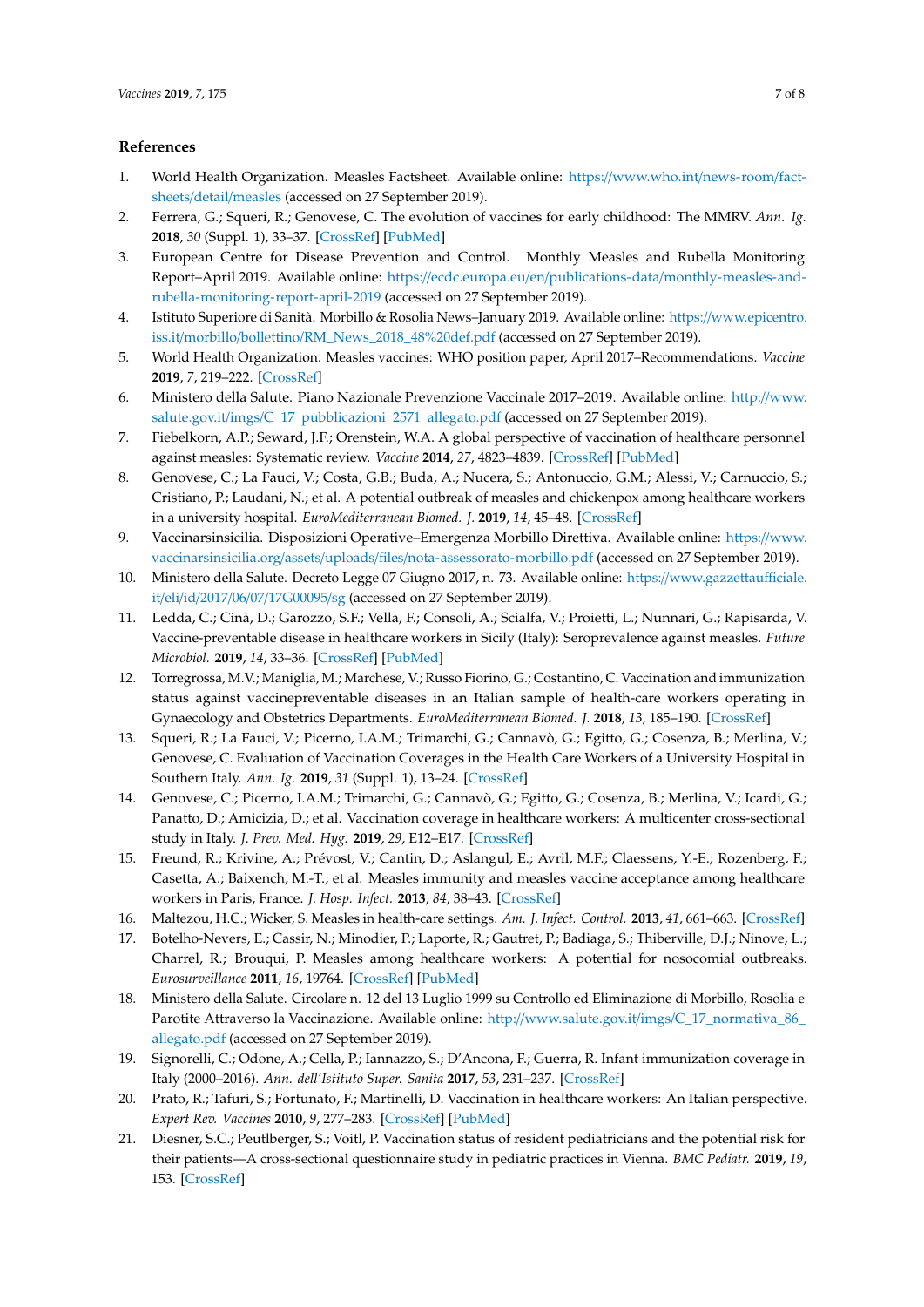## References

1. World Health Organization. Measles Factsheet. Available online: https://www.who.int/news-room/fact-sheets/detail/measles (accessed on 27 September 2019).
2. Ferrera, G.; Squeri, R.; Genovese, C. The evolution of vaccines for early childhood: The MMRV. *Ann. Ig.* **2018**, *30* (Suppl. 1), 33–37. [CrossRef] [PubMed]
3. European Centre for Disease Prevention and Control. Monthly Measles and Rubella Monitoring Report–April 2019. Available online: https://ecdc.europa.eu/en/publications-data/monthly-measles-and-rubella-monitoring-report-april-2019 (accessed on 27 September 2019).
4. Istituto Superiore di Sanità. Morbillo & Rosolia News–January 2019. Available online: https://www.epicentro.iss.it/morbillo/bollettino/RM_News_2018_48%20def.pdf (accessed on 27 September 2019).
5. World Health Organization. Measles vaccines: WHO position paper, April 2017–Recommendations. *Vaccine* **2019**, *7*, 219–222. [CrossRef]
6. Ministero della Salute. Piano Nazionale Prevenzione Vaccinale 2017–2019. Available online: http://www.salute.gov.it/imgs/C_17_pubblicazioni_2571_allegato.pdf (accessed on 27 September 2019).
7. Fiebelkorn, A.P.; Seward, J.F.; Orenstein, W.A. A global perspective of vaccination of healthcare personnel against measles: Systematic review. *Vaccine* **2014**, *27*, 4823–4839. [CrossRef] [PubMed]
8. Genovese, C.; La Fauci, V.; Costa, G.B.; Buda, A.; Nucera, S.; Antonuccio, G.M.; Alessi, V.; Carnuccio, S.; Cristiano, P.; Laudani, N.; et al. A potential outbreak of measles and chickenpox among healthcare workers in a university hospital. *EuroMediterranean Biomed. J.* **2019**, *14*, 45–48. [CrossRef]
9. Vaccinarsinsicilia. Disposizioni Operative–Emergenza Morbillo Direttiva. Available online: https://www.vaccinarsinsicilia.org/assets/uploads/files/nota-assessorato-morbillo.pdf (accessed on 27 September 2019).
10. Ministero della Salute. Decreto Legge 07 Giugno 2017, n. 73. Available online: https://www.gazzettaufficiale.it/eli/id/2017/06/07/17G00095/sg (accessed on 27 September 2019).
11. Ledda, C.; Cinà, D.; Garozzo, S.F.; Vella, F.; Consoli, A.; Scialfa, V.; Proietti, L.; Nunnari, G.; Rapisarda, V. Vaccine-preventable disease in healthcare workers in Sicily (Italy): Seroprevalence against measles. *Future Microbiol.* **2019**, *14*, 33–36. [CrossRef] [PubMed]
12. Torregrossa, M.V.; Maniglia, M.; Marchese, V.; Russo Fiorino, G.; Costantino, C. Vaccination and immunization status against vaccinepreventable diseases in an Italian sample of health-care workers operating in Gynaecology and Obstetrics Departments. *EuroMediterranean Biomed. J.* **2018**, *13*, 185–190. [CrossRef]
13. Squeri, R.; La Fauci, V.; Picerno, I.A.M.; Trimarchi, G.; Cannavò, G.; Egitto, G.; Cosenza, B.; Merlina, V.; Genovese, C. Evaluation of Vaccination Coverages in the Health Care Workers of a University Hospital in Southern Italy. *Ann. Ig.* **2019**, *31* (Suppl. 1), 13–24. [CrossRef]
14. Genovese, C.; Picerno, I.A.M.; Trimarchi, G.; Cannavò, G.; Egitto, G.; Cosenza, B.; Merlina, V.; Icardi, G.; Panatto, D.; Amicizia, D.; et al. Vaccination coverage in healthcare workers: A multicenter cross-sectional study in Italy. *J. Prev. Med. Hyg.* **2019**, *29*, E12–E17. [CrossRef]
15. Freund, R.; Krivine, A.; Prévost, V.; Cantin, D.; Aslangul, E.; Avril, M.F.; Claessens, Y.-E.; Rozenberg, F.; Casetta, A.; Baixench, M.-T.; et al. Measles immunity and measles vaccine acceptance among healthcare workers in Paris, France. *J. Hosp. Infect.* **2013**, *84*, 38–43. [CrossRef]
16. Maltezou, H.C.; Wicker, S. Measles in health-care settings. *Am. J. Infect. Control.* **2013**, *41*, 661–663. [CrossRef]
17. Botelho-Nevers, E.; Cassir, N.; Minodier, P.; Laporte, R.; Gautret, P.; Badiaga, S.; Thiberville, D.J.; Ninove, L.; Charrel, R.; Brouqui, P. Measles among healthcare workers: A potential for nosocomial outbreaks. *Eurosurveillance* **2011**, *16*, 19764. [CrossRef] [PubMed]
18. Ministero della Salute. Circolare n. 12 del 13 Luglio 1999 su Controllo ed Eliminazione di Morbillo, Rosolia e Parotite Attraverso la Vaccinazione. Available online: http://www.salute.gov.it/imgs/C_17_normativa_86_allegato.pdf (accessed on 27 September 2019).
19. Signorelli, C.; Odone, A.; Cella, P.; Iannazzo, S.; D'Ancona, F.; Guerra, R. Infant immunization coverage in Italy (2000–2016). *Ann. dell'Istituto Super. Sanita* **2017**, *53*, 231–237. [CrossRef]
20. Prato, R.; Tafuri, S.; Fortunato, F.; Martinelli, D. Vaccination in healthcare workers: An Italian perspective. *Expert Rev. Vaccines* **2010**, *9*, 277–283. [CrossRef] [PubMed]
21. Diesner, S.C.; Peutlberger, S.; Voitl, P. Vaccination status of resident pediatricians and the potential risk for their patients—A cross-sectional questionnaire study in pediatric practices in Vienna. *BMC Pediatr.* **2019**, *19*, 153. [CrossRef]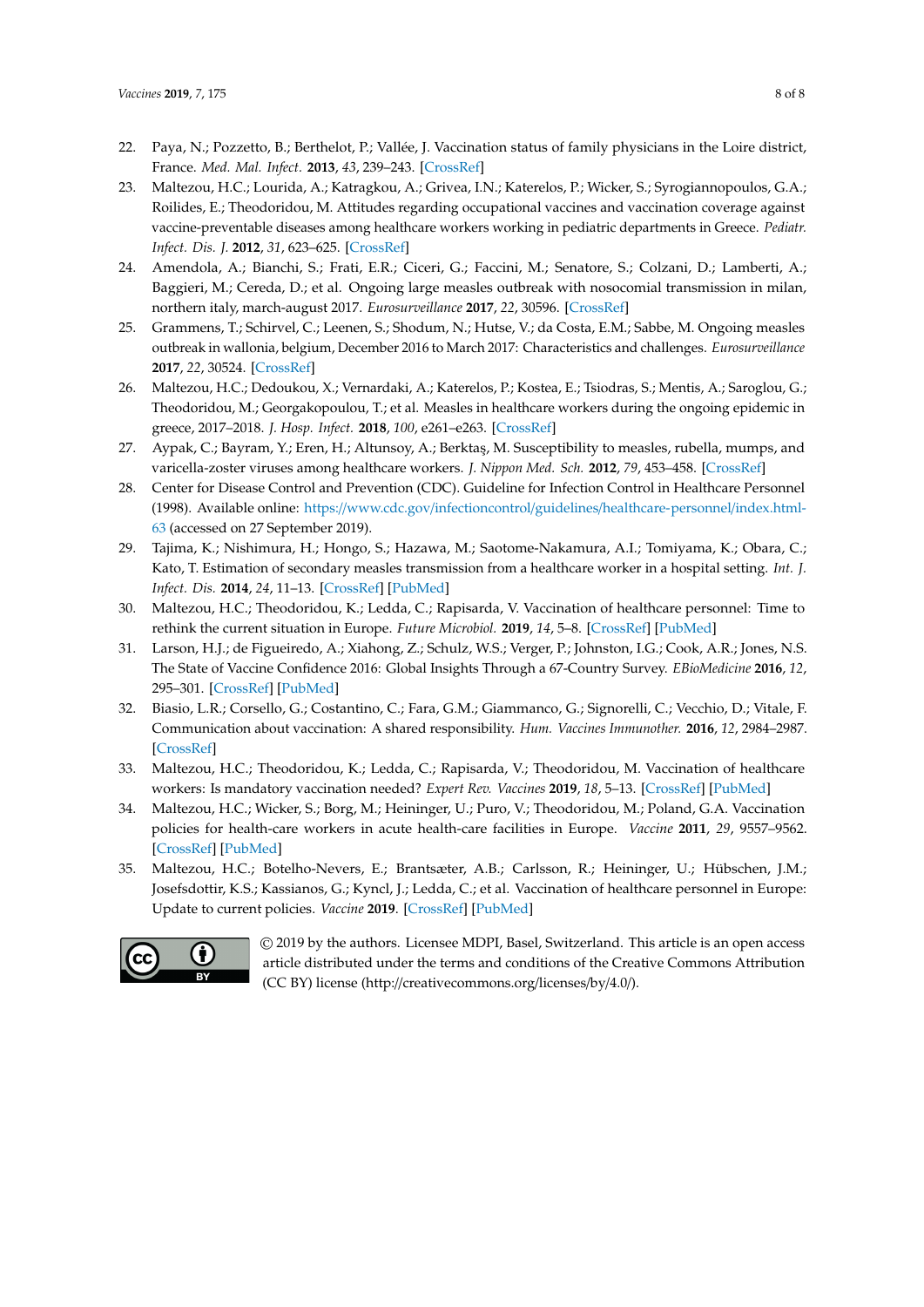22. Paya, N.; Pozzetto, B.; Berthelot, P.; Vallée, J. Vaccination status of family physicians in the Loire district, France. *Med. Mal. Infect.* **2013**, *43*, 239–243. [CrossRef]
23. Maltezou, H.C.; Lourida, A.; Katragkou, A.; Grivea, I.N.; Katerelos, P.; Wicker, S.; Syrogiannopoulos, G.A.; Roilides, E.; Theodoridou, M. Attitudes regarding occupational vaccines and vaccination coverage against vaccine-preventable diseases among healthcare workers working in pediatric departments in Greece. *Pediatr. Infect. Dis. J.* **2012**, *31*, 623–625. [CrossRef]
24. Amendola, A.; Bianchi, S.; Frati, E.R.; Ciceri, G.; Faccini, M.; Senatore, S.; Colzani, D.; Lamberti, A.; Baggieri, M.; Cereda, D.; et al. Ongoing large measles outbreak with nosocomial transmission in milan, northern italy, march-august 2017. *Eurosurveillance* **2017**, *22*, 30596. [CrossRef]
25. Grammens, T.; Schirvel, C.; Leenen, S.; Shodum, N.; Hutse, V.; da Costa, E.M.; Sabbe, M. Ongoing measles outbreak in wallonia, belgium, December 2016 to March 2017: Characteristics and challenges. *Eurosurveillance* **2017**, *22*, 30524. [CrossRef]
26. Maltezou, H.C.; Dedoukou, X.; Vernardaki, A.; Katerelos, P.; Kostea, E.; Tsiodras, S.; Mentis, A.; Saroglou, G.; Theodoridou, M.; Georgakopoulou, T.; et al. Measles in healthcare workers during the ongoing epidemic in greece, 2017–2018. *J. Hosp. Infect.* **2018**, *100*, e261–e263. [CrossRef]
27. Aypak, C.; Bayram, Y.; Eren, H.; Altunsoy, A.; Berktaş, M. Susceptibility to measles, rubella, mumps, and varicella-zoster viruses among healthcare workers. *J. Nippon Med. Sch.* **2012**, *79*, 453–458. [CrossRef]
28. Center for Disease Control and Prevention (CDC). Guideline for Infection Control in Healthcare Personnel (1998). Available online: https://www.cdc.gov/infectioncontrol/guidelines/healthcare-personnel/index.html-63 (accessed on 27 September 2019).
29. Tajima, K.; Nishimura, H.; Hongo, S.; Hazawa, M.; Saotome-Nakamura, A.I.; Tomiyama, K.; Obara, C.; Kato, T. Estimation of secondary measles transmission from a healthcare worker in a hospital setting. *Int. J. Infect. Dis.* **2014**, *24*, 11–13. [CrossRef] [PubMed]
30. Maltezou, H.C.; Theodoridou, K.; Ledda, C.; Rapisarda, V. Vaccination of healthcare personnel: Time to rethink the current situation in Europe. *Future Microbiol.* **2019**, *14*, 5–8. [CrossRef] [PubMed]
31. Larson, H.J.; de Figueiredo, A.; Xiahong, Z.; Schulz, W.S.; Verger, P.; Johnston, I.G.; Cook, A.R.; Jones, N.S. The State of Vaccine Confidence 2016: Global Insights Through a 67-Country Survey. *EBioMedicine* **2016**, *12*, 295–301. [CrossRef] [PubMed]
32. Biasio, L.R.; Corsello, G.; Costantino, C.; Fara, G.M.; Giammanco, G.; Signorelli, C.; Vecchio, D.; Vitale, F. Communication about vaccination: A shared responsibility. *Hum. Vaccines Immunother.* **2016**, *12*, 2984–2987. [CrossRef]
33. Maltezou, H.C.; Theodoridou, K.; Ledda, C.; Rapisarda, V.; Theodoridou, M. Vaccination of healthcare workers: Is mandatory vaccination needed? *Expert Rev. Vaccines* **2019**, *18*, 5–13. [CrossRef] [PubMed]
34. Maltezou, H.C.; Wicker, S.; Borg, M.; Heininger, U.; Puro, V.; Theodoridou, M.; Poland, G.A. Vaccination policies for health-care workers in acute health-care facilities in Europe. *Vaccine* **2011**, *29*, 9557–9562. [CrossRef] [PubMed]
35. Maltezou, H.C.; Botelho-Nevers, E.; Brantsæter, A.B.; Carlsson, R.; Heininger, U.; Hübschen, J.M.; Josefsdottir, K.S.; Kassianos, G.; Kyncl, J.; Ledda, C.; et al. Vaccination of healthcare personnel in Europe: Update to current policies. *Vaccine* **2019**. [CrossRef] [PubMed]

© 2019 by the authors. Licensee MDPI, Basel, Switzerland. This article is an open access article distributed under the terms and conditions of the Creative Commons Attribution (CC BY) license (http://creativecommons.org/licenses/by/4.0/).